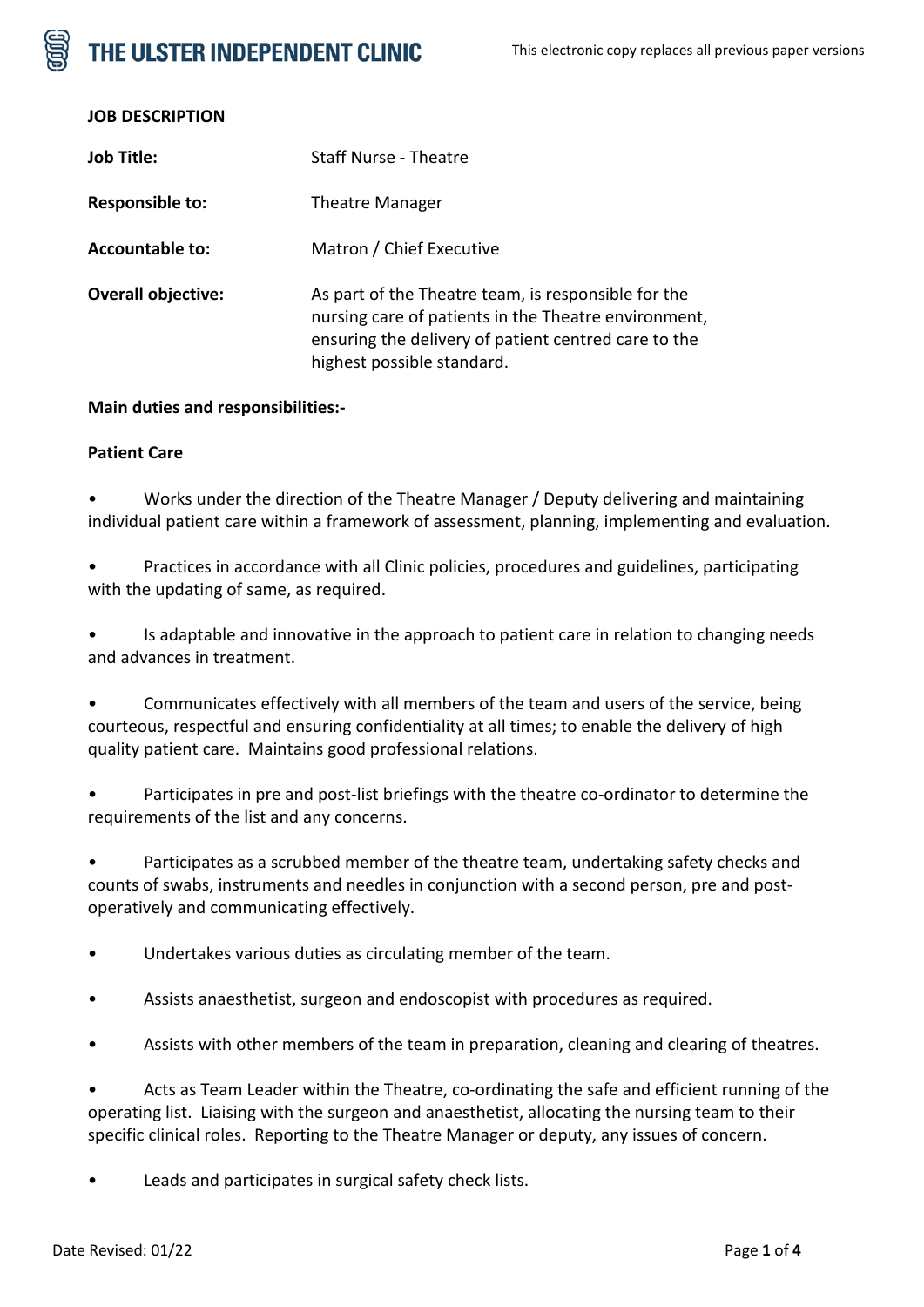## JOB DESCRIPTION

**Job Title:** Staff Nurse - Theatre

**Responsible to:** Theatre Manager

**Accountable to:** Matron / Chief Executive

**Overall objective:** As part of the Theatre team, is responsible for the nursing care of patients in the Theatre environment, ensuring the delivery of patient centred care to the highest possible standard.

**Main duties and responsibilities:-**

**Patient Care**

- Works under the direction of the Theatre Manager / Deputy delivering and maintaining individual patient care within a framework of assessment, planning, implementing and evaluation.

- Practices in accordance with all Clinic policies, procedures and guidelines, participating with the updating of same, as required.

- Is adaptable and innovative in the approach to patient care in relation to changing needs and advances in treatment.

- Communicates effectively with all members of the team and users of the service, being courteous, respectful and ensuring confidentiality at all times; to enable the delivery of high quality patient care. Maintains good professional relations.

- Participates in pre and post-list briefings with the theatre co-ordinator to determine the requirements of the list and any concerns.

- Participates as a scrubbed member of the theatre team, undertaking safety checks and counts of swabs, instruments and needles in conjunction with a second person, pre and post-operatively and communicating effectively.

- Undertakes various duties as circulating member of the team.

- Assists anaesthetist, surgeon and endoscopist with procedures as required.

- Assists with other members of the team in preparation, cleaning and clearing of theatres.

- Acts as Team Leader within the Theatre, co-ordinating the safe and efficient running of the operating list. Liaising with the surgeon and anaesthetist, allocating the nursing team to their specific clinical roles. Reporting to the Theatre Manager or deputy, any issues of concern.

- Leads and participates in surgical safety check lists.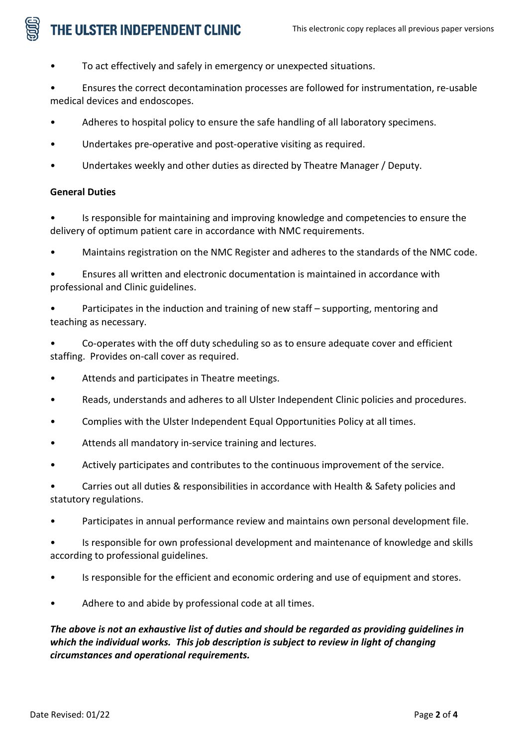- To act effectively and safely in emergency or unexpected situations.
- Ensures the correct decontamination processes are followed for instrumentation, re-usable medical devices and endoscopes.
- Adheres to hospital policy to ensure the safe handling of all laboratory specimens.
- Undertakes pre-operative and post-operative visiting as required.
- Undertakes weekly and other duties as directed by Theatre Manager / Deputy.

**General Duties**

- Is responsible for maintaining and improving knowledge and competencies to ensure the delivery of optimum patient care in accordance with NMC requirements.
- Maintains registration on the NMC Register and adheres to the standards of the NMC code.
- Ensures all written and electronic documentation is maintained in accordance with professional and Clinic guidelines.
- Participates in the induction and training of new staff – supporting, mentoring and teaching as necessary.
- Co-operates with the off duty scheduling so as to ensure adequate cover and efficient staffing. Provides on-call cover as required.
- Attends and participates in Theatre meetings.
- Reads, understands and adheres to all Ulster Independent Clinic policies and procedures.
- Complies with the Ulster Independent Equal Opportunities Policy at all times.
- Attends all mandatory in-service training and lectures.
- Actively participates and contributes to the continuous improvement of the service.
- Carries out all duties & responsibilities in accordance with Health & Safety policies and statutory regulations.
- Participates in annual performance review and maintains own personal development file.
- Is responsible for own professional development and maintenance of knowledge and skills according to professional guidelines.
- Is responsible for the efficient and economic ordering and use of equipment and stores.
- Adhere to and abide by professional code at all times.

***The above is not an exhaustive list of duties and should be regarded as providing guidelines in which the individual works. This job description is subject to review in light of changing circumstances and operational requirements.***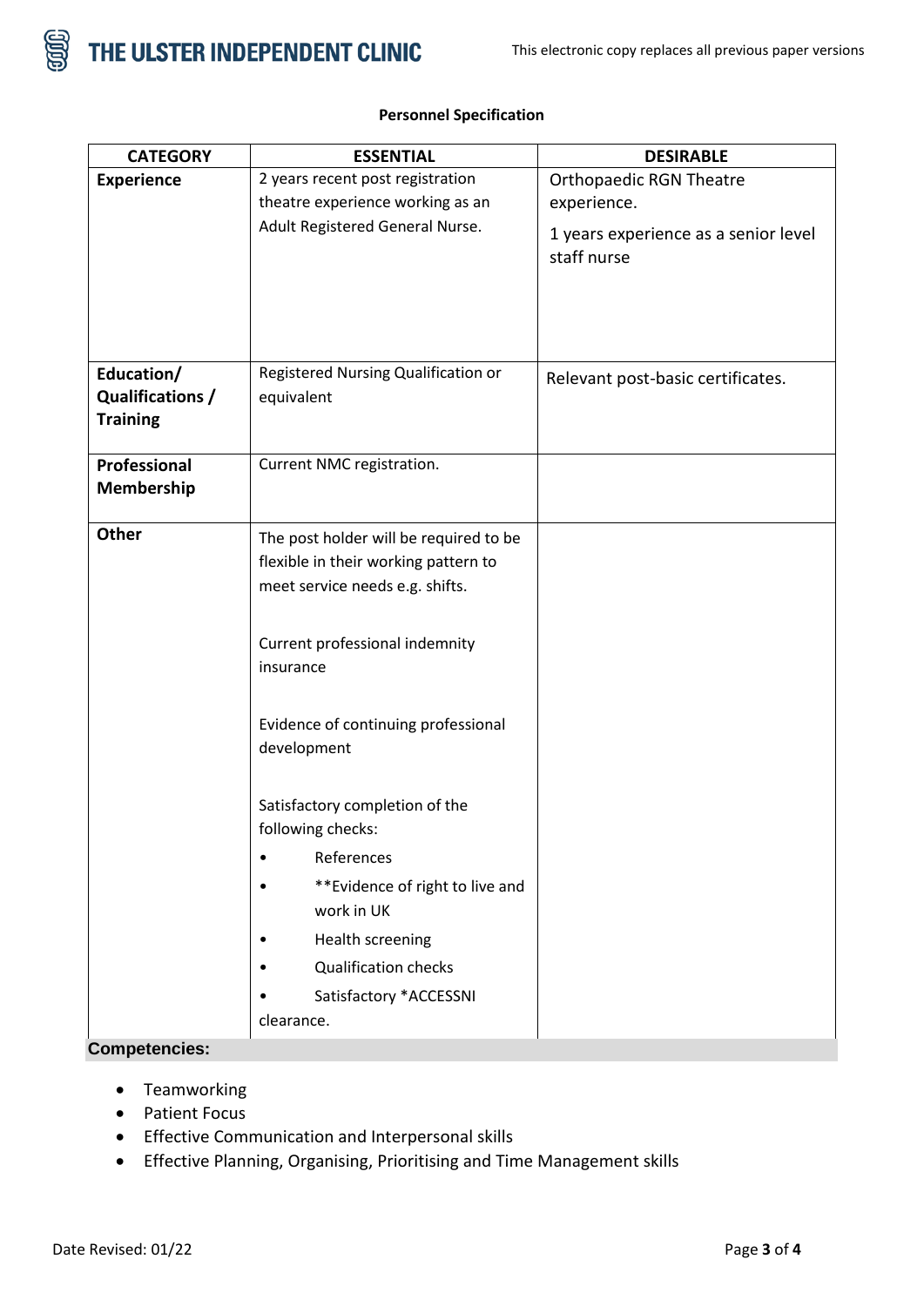**Personnel Specification**

| CATEGORY | ESSENTIAL | DESIRABLE |
|---|---|---|
| **Experience** | 2 years recent post registration theatre experience working as an Adult Registered General Nurse. | Orthopaedic RGN Theatre experience.<br><br>1 years experience as a senior level staff nurse |
| **Education/ Qualifications / Training** | Registered Nursing Qualification or equivalent | Relevant post-basic certificates. |
| **Professional Membership** | Current NMC registration. | |
| **Other** | The post holder will be required to be flexible in their working pattern to meet service needs e.g. shifts.<br><br>Current professional indemnity insurance<br><br>Evidence of continuing professional development<br><br>Satisfactory completion of the following checks:<br>• References<br>• **Evidence of right to live and work in UK<br>• Health screening<br>• Qualification checks<br>• Satisfactory *ACCESSNI clearance. | |

**Competencies:**

- Teamworking
- Patient Focus
- Effective Communication and Interpersonal skills
- Effective Planning, Organising, Prioritising and Time Management skills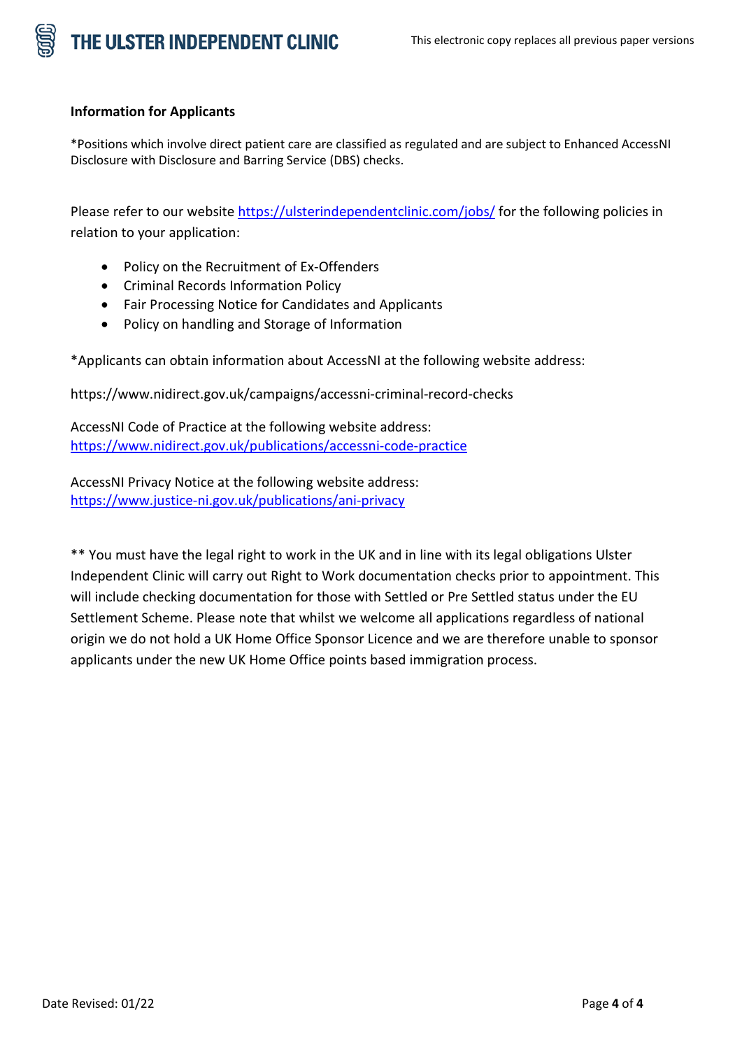**Information for Applicants**

*Positions which involve direct patient care are classified as regulated and are subject to Enhanced AccessNI Disclosure with Disclosure and Barring Service (DBS) checks.

Please refer to our website https://ulsterindependentclinic.com/jobs/ for the following policies in relation to your application:

- Policy on the Recruitment of Ex-Offenders
- Criminal Records Information Policy
- Fair Processing Notice for Candidates and Applicants
- Policy on handling and Storage of Information

*Applicants can obtain information about AccessNI at the following website address:

https://www.nidirect.gov.uk/campaigns/accessni-criminal-record-checks

AccessNI Code of Practice at the following website address:
https://www.nidirect.gov.uk/publications/accessni-code-practice

AccessNI Privacy Notice at the following website address:
https://www.justice-ni.gov.uk/publications/ani-privacy

** You must have the legal right to work in the UK and in line with its legal obligations Ulster Independent Clinic will carry out Right to Work documentation checks prior to appointment. This will include checking documentation for those with Settled or Pre Settled status under the EU Settlement Scheme. Please note that whilst we welcome all applications regardless of national origin we do not hold a UK Home Office Sponsor Licence and we are therefore unable to sponsor applicants under the new UK Home Office points based immigration process.

Date Revised: 01/22